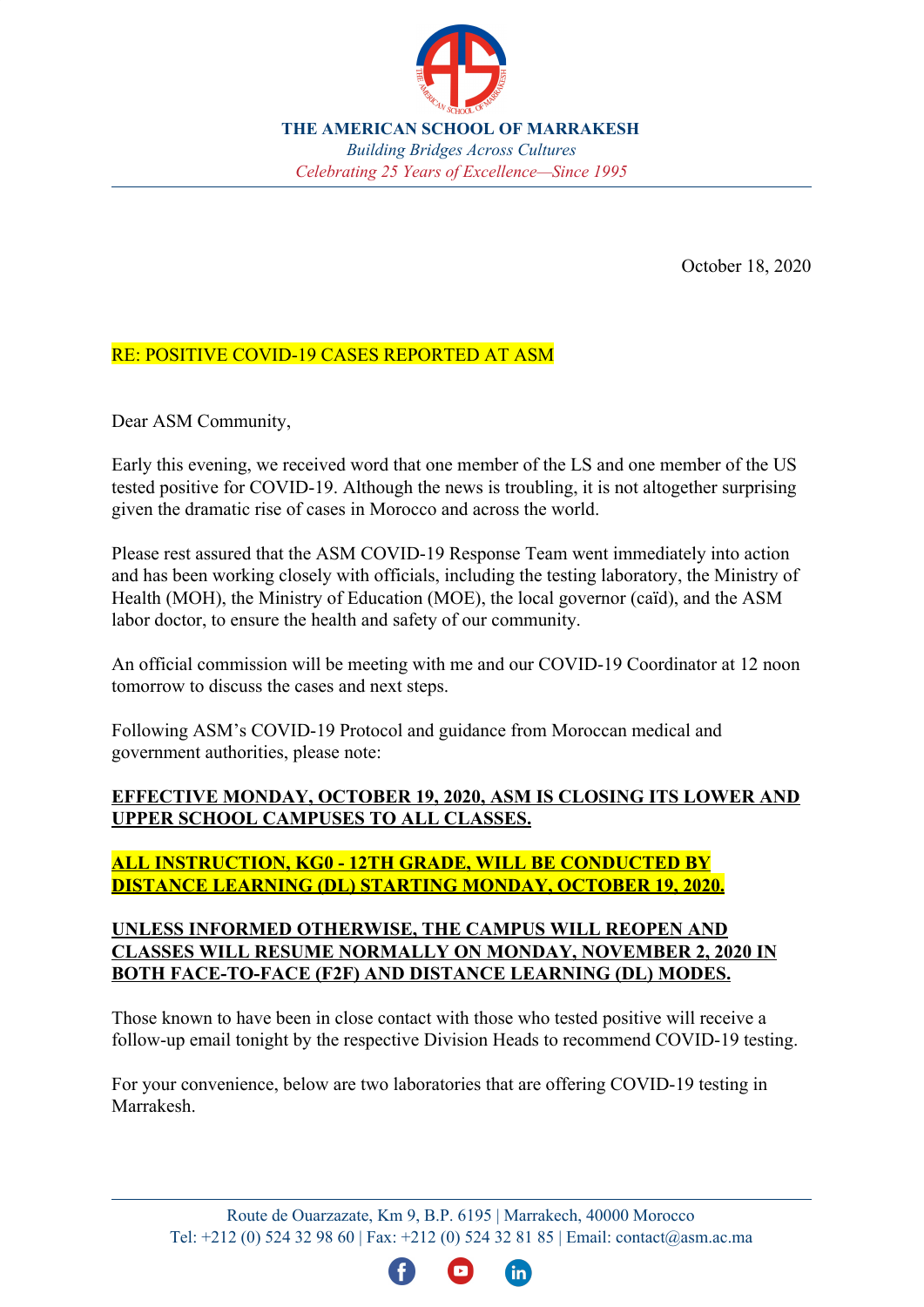**THE AMERICAN SCHOOL OF MARRAKESH**

*Building Bridges Across Cultures*

*Celebrating 25 Years of Excellence—Since 1995*

October 18, 2020

RE: POSITIVE COVID-19 CASES REPORTED AT ASM

Dear ASM Community,

Early this evening, we received word that one member of the LS and one member of the US tested positive for COVID-19. Although the news is troubling, it is not altogether surprising given the dramatic rise of cases in Morocco and across the world.

Please rest assured that the ASM COVID-19 Response Team went immediately into action and has been working closely with officials, including the testing laboratory, the Ministry of Health (MOH), the Ministry of Education (MOE), the local governor (caïd), and the ASM labor doctor, to ensure the health and safety of our community.

An official commission will be meeting with me and our COVID-19 Coordinator at 12 noon tomorrow to discuss the cases and next steps.

Following ASM's COVID-19 Protocol and guidance from Moroccan medical and government authorities, please note:

**EFFECTIVE MONDAY, OCTOBER 19, 2020, ASM IS CLOSING ITS LOWER AND UPPER SCHOOL CAMPUSES TO ALL CLASSES.**

**ALL INSTRUCTION, KG0 - 12TH GRADE, WILL BE CONDUCTED BY DISTANCE LEARNING (DL) STARTING MONDAY, OCTOBER 19, 2020.**

**UNLESS INFORMED OTHERWISE, THE CAMPUS WILL REOPEN AND CLASSES WILL RESUME NORMALLY ON MONDAY, NOVEMBER 2, 2020 IN BOTH FACE-TO-FACE (F2F) AND DISTANCE LEARNING (DL) MODES.**

Those known to have been in close contact with those who tested positive will receive a follow-up email tonight by the respective Division Heads to recommend COVID-19 testing.

For your convenience, below are two laboratories that are offering COVID-19 testing in Marrakesh.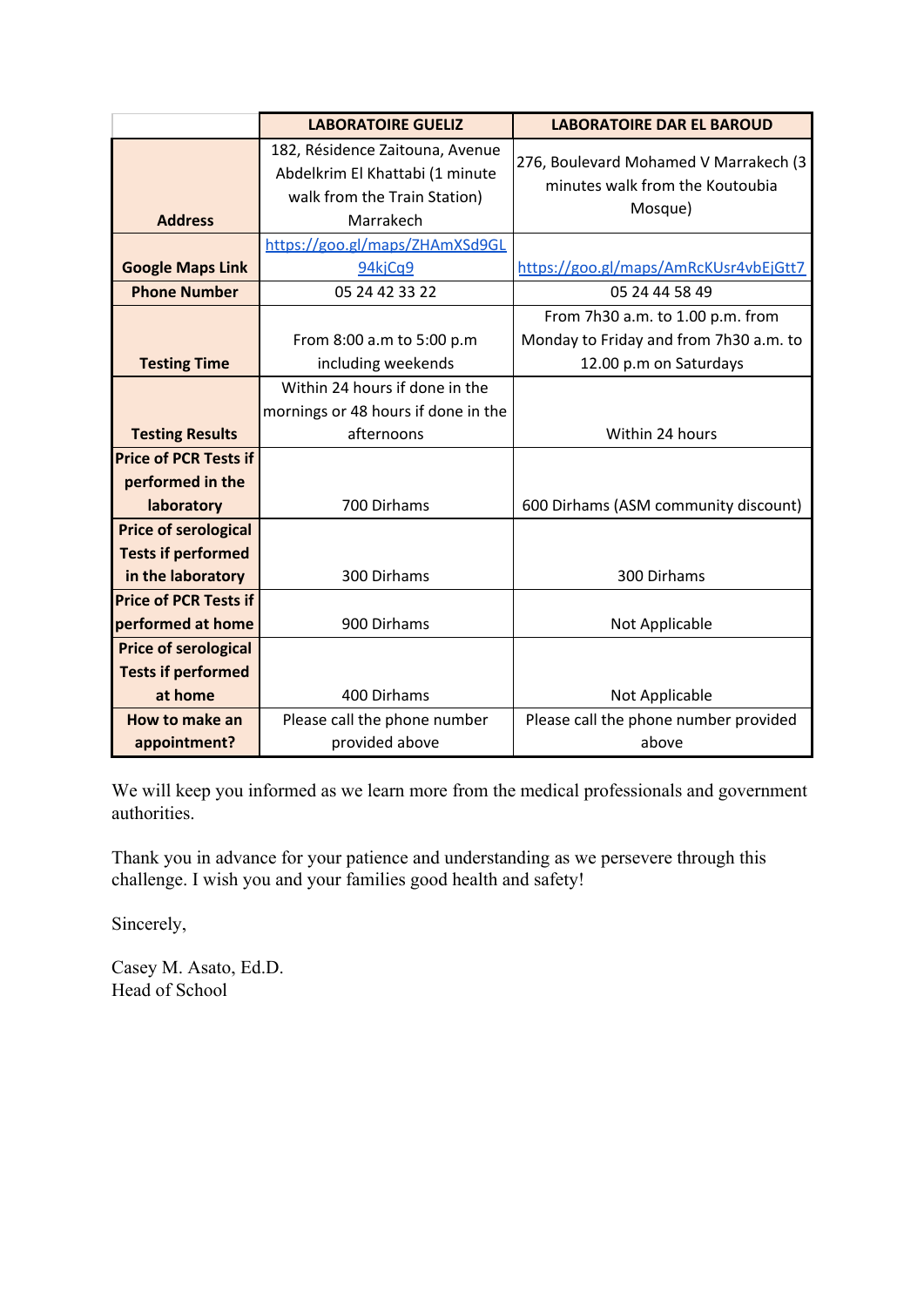| | LABORATOIRE GUELIZ | LABORATOIRE DAR EL BAROUD |
|---|---|---|
| **Address** | 182, Résidence Zaitouna, Avenue Abdelkrim El Khattabi (1 minute walk from the Train Station) Marrakech | 276, Boulevard Mohamed V Marrakech (3 minutes walk from the Koutoubia Mosque) |
| **Google Maps Link** | https://goo.gl/maps/ZHAmXSd9GL94kjCq9 | https://goo.gl/maps/AmRcKUsr4vbEjGtt7 |
| **Phone Number** | 05 24 42 33 22 | 05 24 44 58 49 |
| **Testing Time** | From 8:00 a.m to 5:00 p.m including weekends | From 7h30 a.m. to 1.00 p.m. from Monday to Friday and from 7h30 a.m. to 12.00 p.m on Saturdays |
| **Testing Results** | Within 24 hours if done in the mornings or 48 hours if done in the afternoons | Within 24 hours |
| **Price of PCR Tests if performed in the laboratory** | 700 Dirhams | 600 Dirhams (ASM community discount) |
| **Price of serological Tests if performed in the laboratory** | 300 Dirhams | 300 Dirhams |
| **Price of PCR Tests if performed at home** | 900 Dirhams | Not Applicable |
| **Price of serological Tests if performed at home** | 400 Dirhams | Not Applicable |
| **How to make an appointment?** | Please call the phone number provided above | Please call the phone number provided above |

We will keep you informed as we learn more from the medical professionals and government authorities.

Thank you in advance for your patience and understanding as we persevere through this challenge. I wish you and your families good health and safety!

Sincerely,

Casey M. Asato, Ed.D.  
Head of School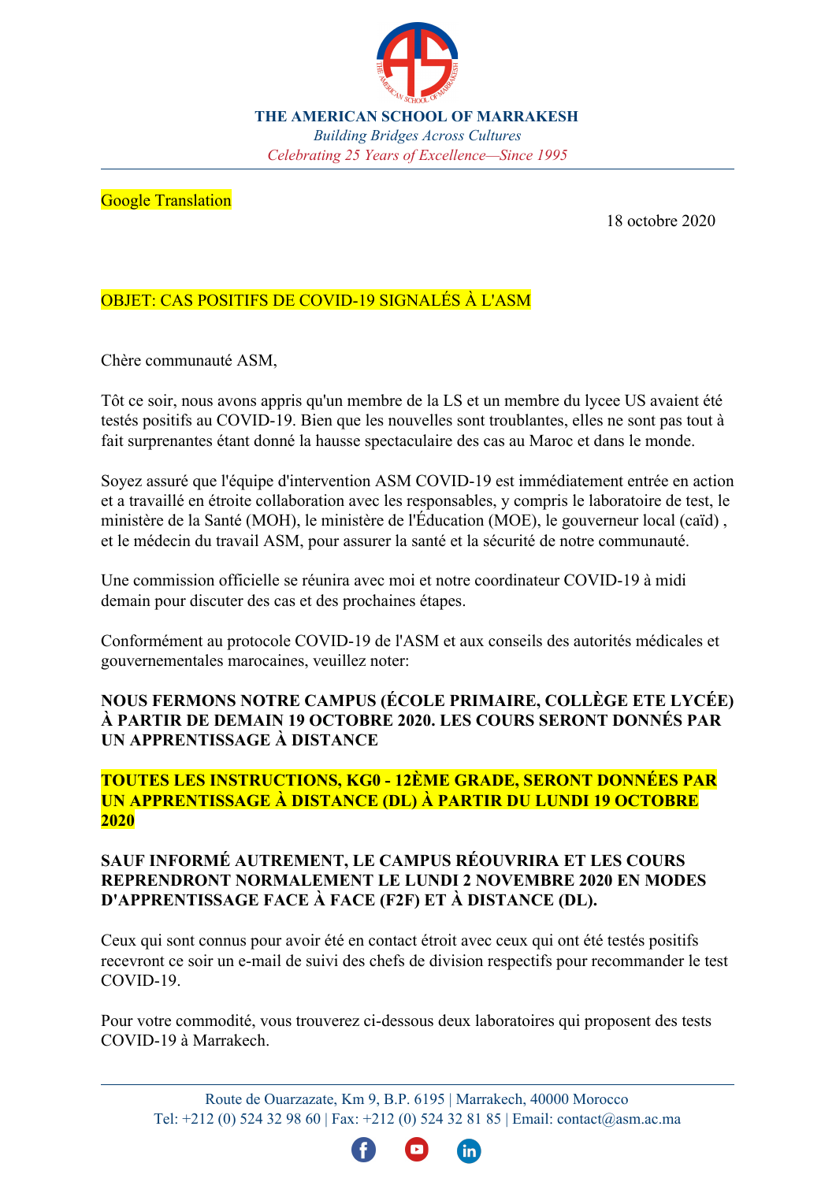**THE AMERICAN SCHOOL OF MARRAKESH**
*Building Bridges Across Cultures*
*Celebrating 25 Years of Excellence—Since 1995*

Google Translation

18 octobre 2020

OBJET: CAS POSITIFS DE COVID-19 SIGNALÉS À L'ASM

Chère communauté ASM,

Tôt ce soir, nous avons appris qu'un membre de la LS et un membre du lycee US avaient été testés positifs au COVID-19. Bien que les nouvelles sont troublantes, elles ne sont pas tout à fait surprenantes étant donné la hausse spectaculaire des cas au Maroc et dans le monde.

Soyez assuré que l'équipe d'intervention ASM COVID-19 est immédiatement entrée en action et a travaillé en étroite collaboration avec les responsables, y compris le laboratoire de test, le ministère de la Santé (MOH), le ministère de l'Éducation (MOE), le gouverneur local (caïd) , et le médecin du travail ASM, pour assurer la santé et la sécurité de notre communauté.

Une commission officielle se réunira avec moi et notre coordinateur COVID-19 à midi demain pour discuter des cas et des prochaines étapes.

Conformément au protocole COVID-19 de l'ASM et aux conseils des autorités médicales et gouvernementales marocaines, veuillez noter:

**NOUS FERMONS NOTRE CAMPUS (ÉCOLE PRIMAIRE, COLLÈGE ETE LYCÉE) À PARTIR DE DEMAIN 19 OCTOBRE 2020. LES COURS SERONT DONNÉS PAR UN APPRENTISSAGE À DISTANCE**

**TOUTES LES INSTRUCTIONS, KG0 - 12ÈME GRADE, SERONT DONNÉES PAR UN APPRENTISSAGE À DISTANCE (DL) À PARTIR DU LUNDI 19 OCTOBRE 2020**

**SAUF INFORMÉ AUTREMENT, LE CAMPUS RÉOUVRIRA ET LES COURS REPRENDRONT NORMALEMENT LE LUNDI 2 NOVEMBRE 2020 EN MODES D'APPRENTISSAGE FACE À FACE (F2F) ET À DISTANCE (DL).**

Ceux qui sont connus pour avoir été en contact étroit avec ceux qui ont été testés positifs recevront ce soir un e-mail de suivi des chefs de division respectifs pour recommander le test COVID-19.

Pour votre commodité, vous trouverez ci-dessous deux laboratoires qui proposent des tests COVID-19 à Marrakech.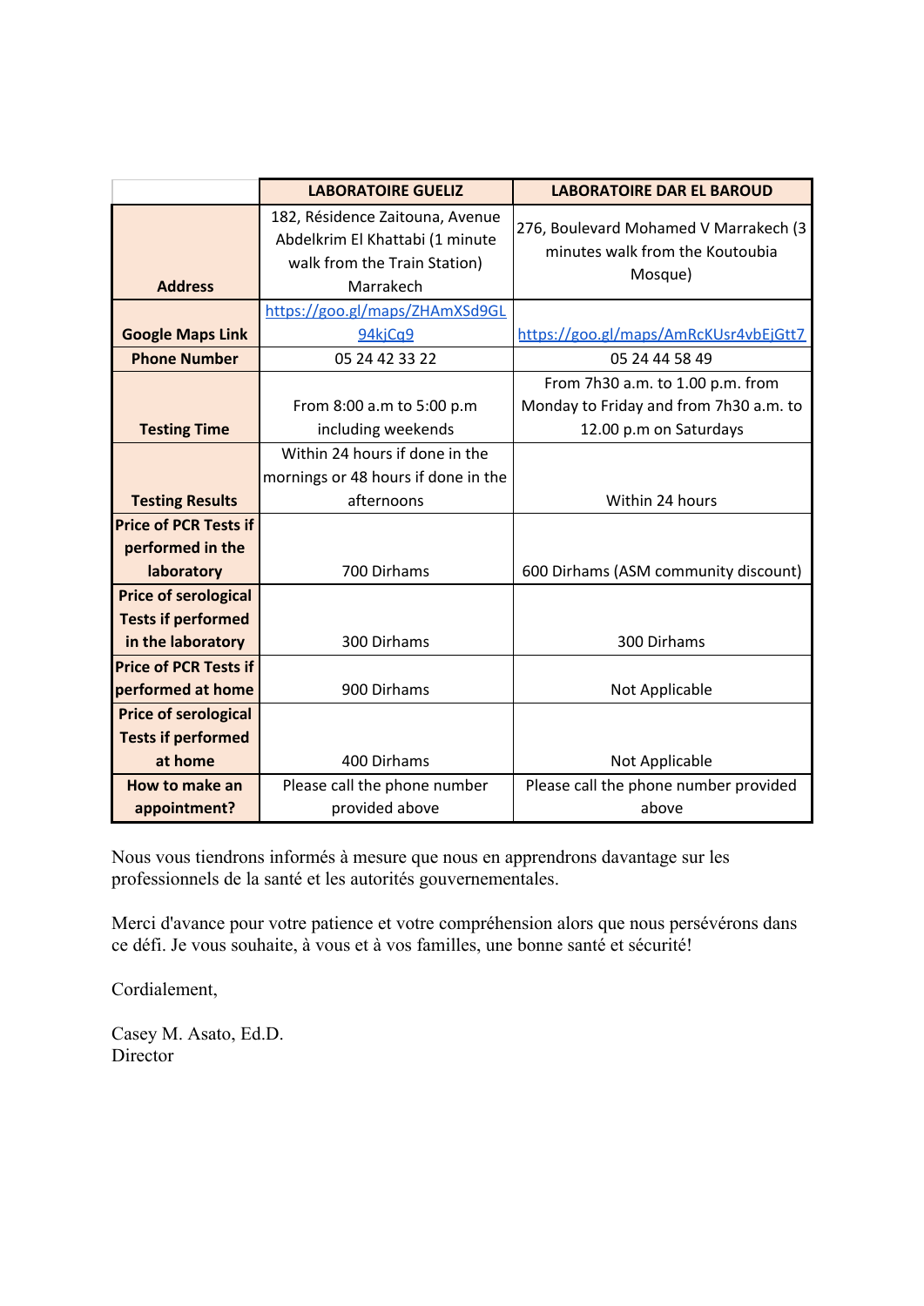| | LABORATOIRE GUELIZ | LABORATOIRE DAR EL BAROUD |
|---|---|---|
| **Address** | 182, Résidence Zaitouna, Avenue Abdelkrim El Khattabi (1 minute walk from the Train Station) Marrakech | 276, Boulevard Mohamed V Marrakech (3 minutes walk from the Koutoubia Mosque) |
| **Google Maps Link** | https://goo.gl/maps/ZHAmXSd9GL94kjCq9 | https://goo.gl/maps/AmRcKUsr4vbEjGtt7 |
| **Phone Number** | 05 24 42 33 22 | 05 24 44 58 49 |
| **Testing Time** | From 8:00 a.m to 5:00 p.m including weekends | From 7h30 a.m. to 1.00 p.m. from Monday to Friday and from 7h30 a.m. to 12.00 p.m on Saturdays |
| **Testing Results** | Within 24 hours if done in the mornings or 48 hours if done in the afternoons | Within 24 hours |
| **Price of PCR Tests if performed in the laboratory** | 700 Dirhams | 600 Dirhams (ASM community discount) |
| **Price of serological Tests if performed in the laboratory** | 300 Dirhams | 300 Dirhams |
| **Price of PCR Tests if performed at home** | 900 Dirhams | Not Applicable |
| **Price of serological Tests if performed at home** | 400 Dirhams | Not Applicable |
| **How to make an appointment?** | Please call the phone number provided above | Please call the phone number provided above |

Nous vous tiendrons informés à mesure que nous en apprendrons davantage sur les professionnels de la santé et les autorités gouvernementales.

Merci d'avance pour votre patience et votre compréhension alors que nous persévérons dans ce défi. Je vous souhaite, à vous et à vos familles, une bonne santé et sécurité!

Cordialement,

Casey M. Asato, Ed.D.
Director